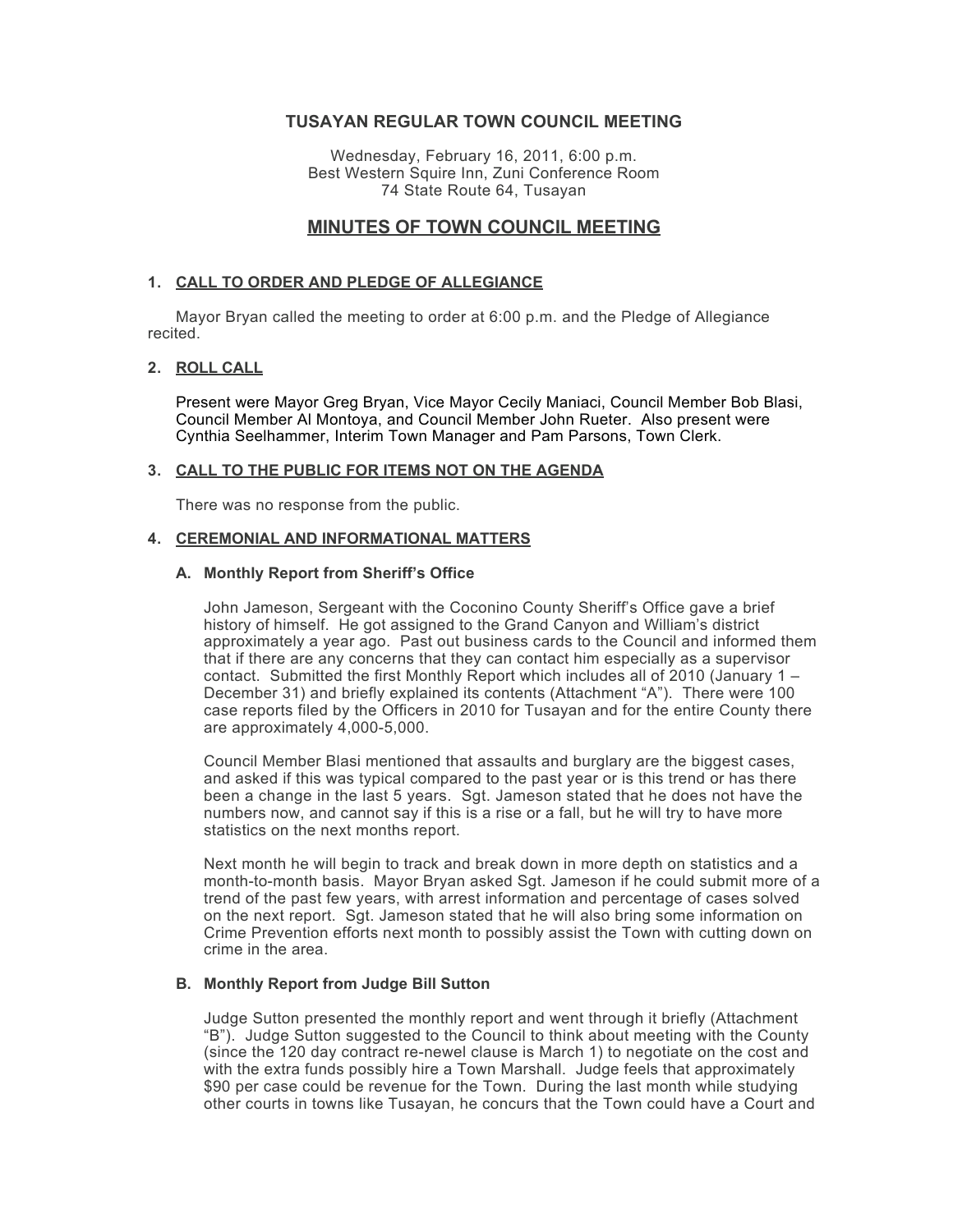# TUSAYAN REGULAR TOWN COUNCIL MEETING

Wednesday, February 16, 2011, 6:00 p.m.
Best Western Squire Inn, Zuni Conference Room
74 State Route 64, Tusayan

## MINUTES OF TOWN COUNCIL MEETING

### 1. CALL TO ORDER AND PLEDGE OF ALLEGIANCE

Mayor Bryan called the meeting to order at 6:00 p.m. and the Pledge of Allegiance recited.

### 2. ROLL CALL

Present were Mayor Greg Bryan, Vice Mayor Cecily Maniaci, Council Member Bob Blasi, Council Member Al Montoya, and Council Member John Rueter. Also present were Cynthia Seelhammer, Interim Town Manager and Pam Parsons, Town Clerk.

### 3. CALL TO THE PUBLIC FOR ITEMS NOT ON THE AGENDA

There was no response from the public.

### 4. CEREMONIAL AND INFORMATIONAL MATTERS

#### A. Monthly Report from Sheriff's Office

John Jameson, Sergeant with the Coconino County Sheriff's Office gave a brief history of himself. He got assigned to the Grand Canyon and William's district approximately a year ago. Past out business cards to the Council and informed them that if there are any concerns that they can contact him especially as a supervisor contact. Submitted the first Monthly Report which includes all of 2010 (January 1 – December 31) and briefly explained its contents (Attachment "A"). There were 100 case reports filed by the Officers in 2010 for Tusayan and for the entire County there are approximately 4,000-5,000.

Council Member Blasi mentioned that assaults and burglary are the biggest cases, and asked if this was typical compared to the past year or is this trend or has there been a change in the last 5 years. Sgt. Jameson stated that he does not have the numbers now, and cannot say if this is a rise or a fall, but he will try to have more statistics on the next months report.

Next month he will begin to track and break down in more depth on statistics and a month-to-month basis. Mayor Bryan asked Sgt. Jameson if he could submit more of a trend of the past few years, with arrest information and percentage of cases solved on the next report. Sgt. Jameson stated that he will also bring some information on Crime Prevention efforts next month to possibly assist the Town with cutting down on crime in the area.

#### B. Monthly Report from Judge Bill Sutton

Judge Sutton presented the monthly report and went through it briefly (Attachment "B"). Judge Sutton suggested to the Council to think about meeting with the County (since the 120 day contract re-newel clause is March 1) to negotiate on the cost and with the extra funds possibly hire a Town Marshall. Judge feels that approximately $90 per case could be revenue for the Town. During the last month while studying other courts in towns like Tusayan, he concurs that the Town could have a Court and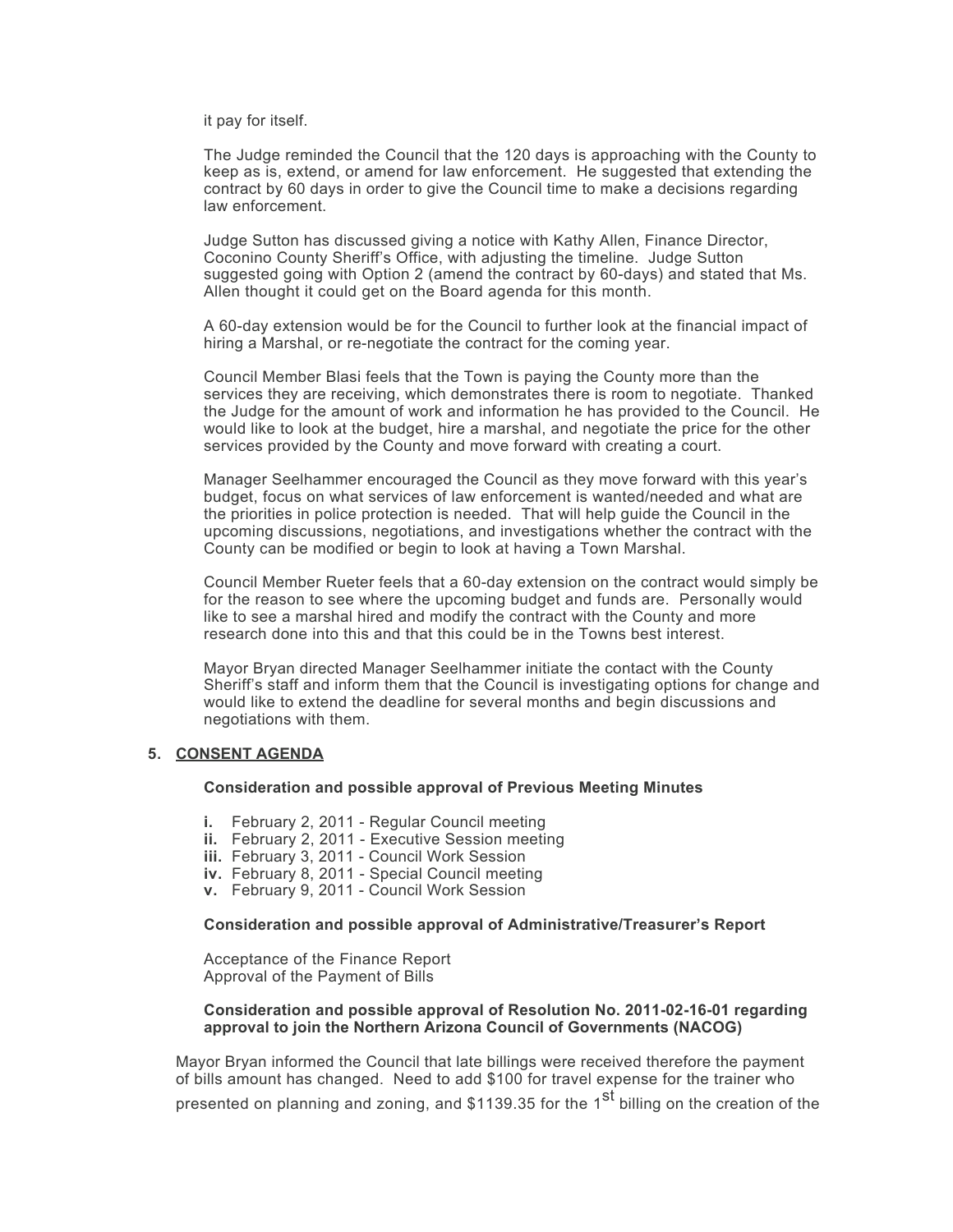it pay for itself.

The Judge reminded the Council that the 120 days is approaching with the County to keep as is, extend, or amend for law enforcement. He suggested that extending the contract by 60 days in order to give the Council time to make a decisions regarding law enforcement.

Judge Sutton has discussed giving a notice with Kathy Allen, Finance Director, Coconino County Sheriff's Office, with adjusting the timeline. Judge Sutton suggested going with Option 2 (amend the contract by 60-days) and stated that Ms. Allen thought it could get on the Board agenda for this month.

A 60-day extension would be for the Council to further look at the financial impact of hiring a Marshal, or re-negotiate the contract for the coming year.

Council Member Blasi feels that the Town is paying the County more than the services they are receiving, which demonstrates there is room to negotiate. Thanked the Judge for the amount of work and information he has provided to the Council. He would like to look at the budget, hire a marshal, and negotiate the price for the other services provided by the County and move forward with creating a court.

Manager Seelhammer encouraged the Council as they move forward with this year's budget, focus on what services of law enforcement is wanted/needed and what are the priorities in police protection is needed. That will help guide the Council in the upcoming discussions, negotiations, and investigations whether the contract with the County can be modified or begin to look at having a Town Marshal.

Council Member Rueter feels that a 60-day extension on the contract would simply be for the reason to see where the upcoming budget and funds are. Personally would like to see a marshal hired and modify the contract with the County and more research done into this and that this could be in the Towns best interest.

Mayor Bryan directed Manager Seelhammer initiate the contact with the County Sheriff's staff and inform them that the Council is investigating options for change and would like to extend the deadline for several months and begin discussions and negotiations with them.

## 5. CONSENT AGENDA

**Consideration and possible approval of Previous Meeting Minutes**

- **i.** February 2, 2011 - Regular Council meeting
- **ii.** February 2, 2011 - Executive Session meeting
- **iii.** February 3, 2011 - Council Work Session
- **iv.** February 8, 2011 - Special Council meeting
- **v.** February 9, 2011 - Council Work Session

**Consideration and possible approval of Administrative/Treasurer's Report**

Acceptance of the Finance Report
Approval of the Payment of Bills

**Consideration and possible approval of Resolution No. 2011-02-16-01 regarding approval to join the Northern Arizona Council of Governments (NACOG)**

Mayor Bryan informed the Council that late billings were received therefore the payment of bills amount has changed. Need to add $100 for travel expense for the trainer who presented on planning and zoning, and $1139.35 for the 1st billing on the creation of the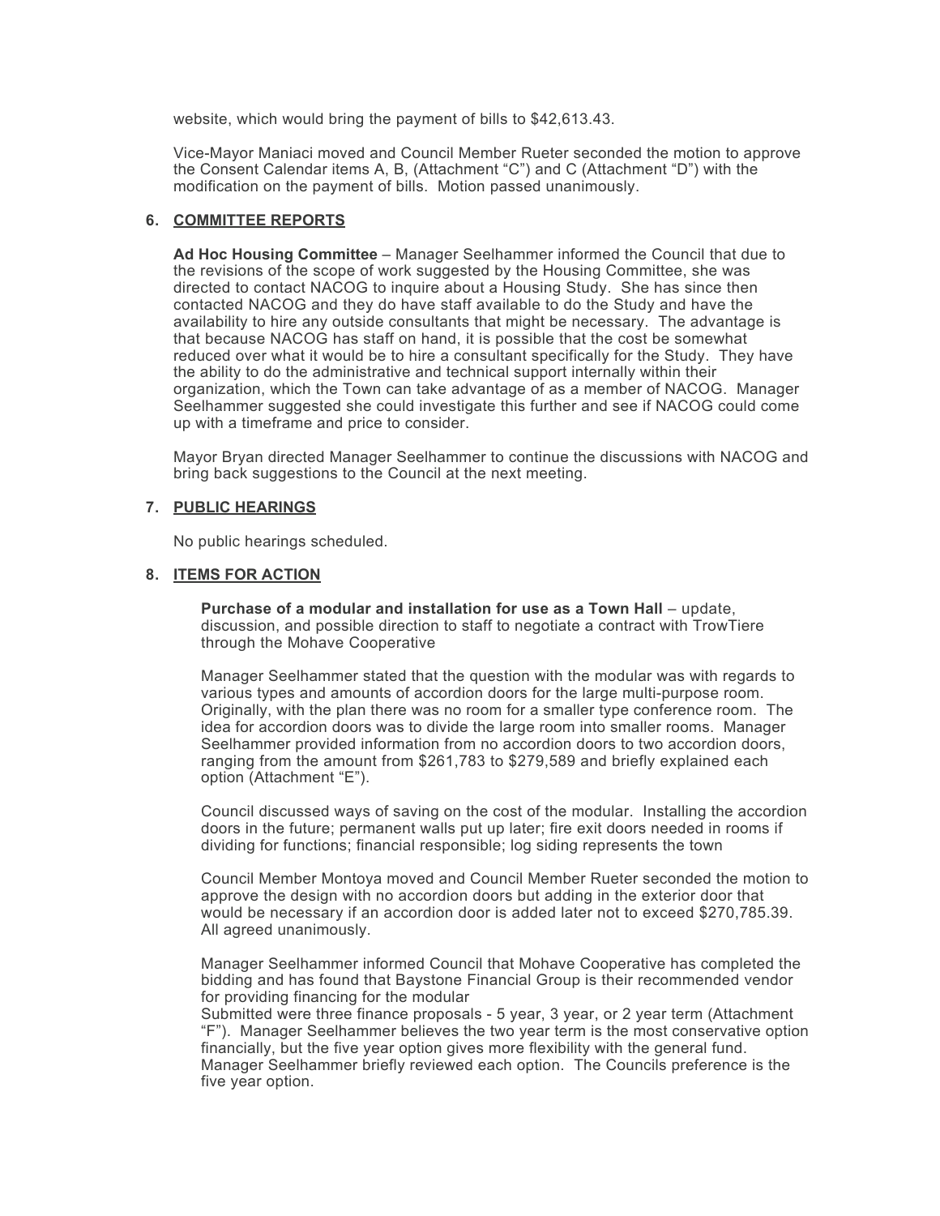website, which would bring the payment of bills to $42,613.43.

Vice-Mayor Maniaci moved and Council Member Rueter seconded the motion to approve the Consent Calendar items A, B, (Attachment "C") and C (Attachment "D") with the modification on the payment of bills. Motion passed unanimously.

## 6. COMMITTEE REPORTS

**Ad Hoc Housing Committee** – Manager Seelhammer informed the Council that due to the revisions of the scope of work suggested by the Housing Committee, she was directed to contact NACOG to inquire about a Housing Study. She has since then contacted NACOG and they do have staff available to do the Study and have the availability to hire any outside consultants that might be necessary. The advantage is that because NACOG has staff on hand, it is possible that the cost be somewhat reduced over what it would be to hire a consultant specifically for the Study. They have the ability to do the administrative and technical support internally within their organization, which the Town can take advantage of as a member of NACOG. Manager Seelhammer suggested she could investigate this further and see if NACOG could come up with a timeframe and price to consider.

Mayor Bryan directed Manager Seelhammer to continue the discussions with NACOG and bring back suggestions to the Council at the next meeting.

## 7. PUBLIC HEARINGS

No public hearings scheduled.

## 8. ITEMS FOR ACTION

**Purchase of a modular and installation for use as a Town Hall** – update, discussion, and possible direction to staff to negotiate a contract with TrowTiere through the Mohave Cooperative

Manager Seelhammer stated that the question with the modular was with regards to various types and amounts of accordion doors for the large multi-purpose room. Originally, with the plan there was no room for a smaller type conference room. The idea for accordion doors was to divide the large room into smaller rooms. Manager Seelhammer provided information from no accordion doors to two accordion doors, ranging from the amount from $261,783 to $279,589 and briefly explained each option (Attachment "E").

Council discussed ways of saving on the cost of the modular. Installing the accordion doors in the future; permanent walls put up later; fire exit doors needed in rooms if dividing for functions; financial responsible; log siding represents the town

Council Member Montoya moved and Council Member Rueter seconded the motion to approve the design with no accordion doors but adding in the exterior door that would be necessary if an accordion door is added later not to exceed $270,785.39. All agreed unanimously.

Manager Seelhammer informed Council that Mohave Cooperative has completed the bidding and has found that Baystone Financial Group is their recommended vendor for providing financing for the modular
Submitted were three finance proposals - 5 year, 3 year, or 2 year term (Attachment "F"). Manager Seelhammer believes the two year term is the most conservative option financially, but the five year option gives more flexibility with the general fund. Manager Seelhammer briefly reviewed each option. The Councils preference is the five year option.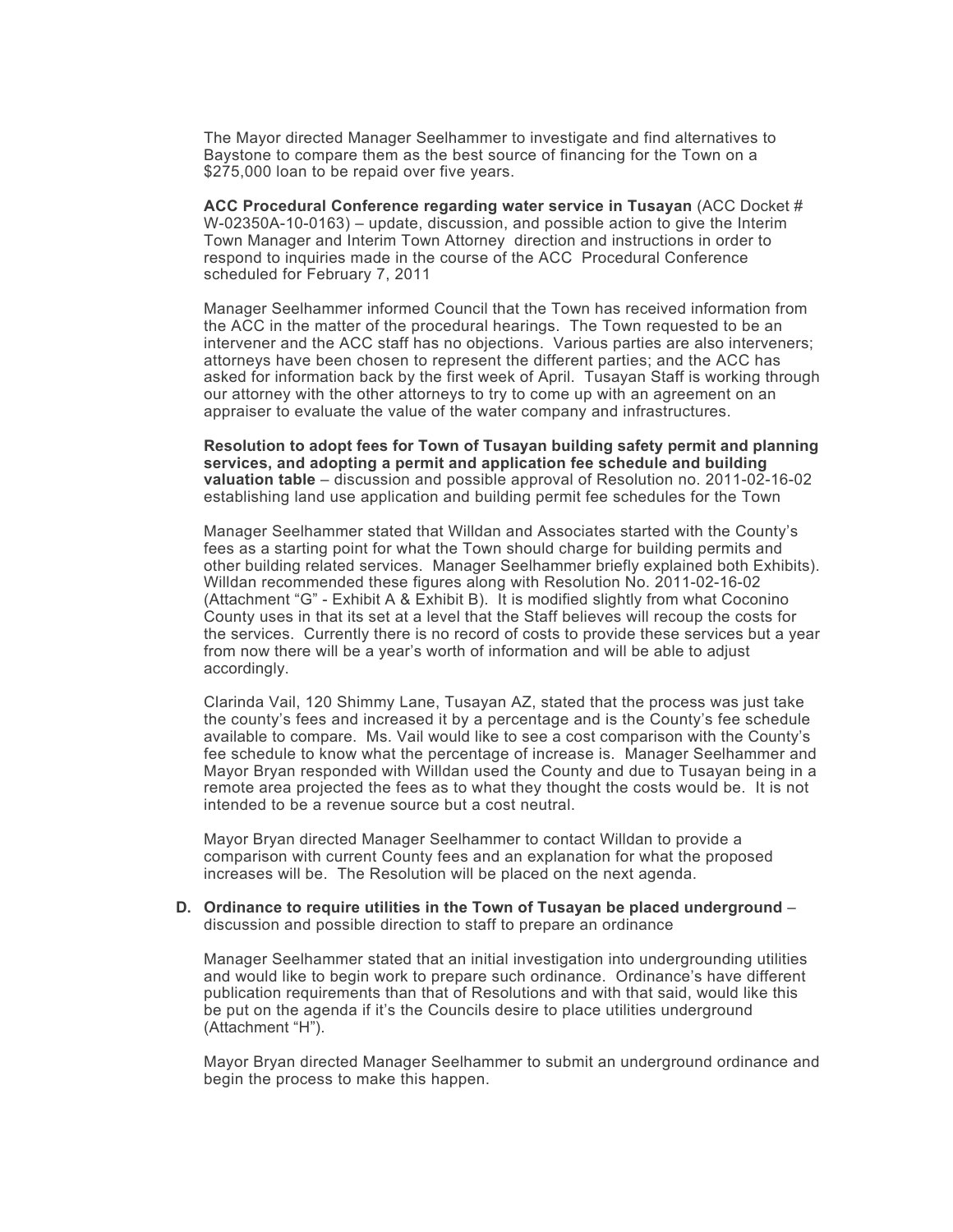The Mayor directed Manager Seelhammer to investigate and find alternatives to Baystone to compare them as the best source of financing for the Town on a $275,000 loan to be repaid over five years.

**ACC Procedural Conference regarding water service in Tusayan** (ACC Docket # W-02350A-10-0163) – update, discussion, and possible action to give the Interim Town Manager and Interim Town Attorney direction and instructions in order to respond to inquiries made in the course of the ACC Procedural Conference scheduled for February 7, 2011

Manager Seelhammer informed Council that the Town has received information from the ACC in the matter of the procedural hearings. The Town requested to be an intervener and the ACC staff has no objections. Various parties are also interveners; attorneys have been chosen to represent the different parties; and the ACC has asked for information back by the first week of April. Tusayan Staff is working through our attorney with the other attorneys to try to come up with an agreement on an appraiser to evaluate the value of the water company and infrastructures.

**Resolution to adopt fees for Town of Tusayan building safety permit and planning services, and adopting a permit and application fee schedule and building valuation table** – discussion and possible approval of Resolution no. 2011-02-16-02 establishing land use application and building permit fee schedules for the Town

Manager Seelhammer stated that Willdan and Associates started with the County's fees as a starting point for what the Town should charge for building permits and other building related services. Manager Seelhammer briefly explained both Exhibits). Willdan recommended these figures along with Resolution No. 2011-02-16-02 (Attachment "G" - Exhibit A & Exhibit B). It is modified slightly from what Coconino County uses in that its set at a level that the Staff believes will recoup the costs for the services. Currently there is no record of costs to provide these services but a year from now there will be a year's worth of information and will be able to adjust accordingly.

Clarinda Vail, 120 Shimmy Lane, Tusayan AZ, stated that the process was just take the county's fees and increased it by a percentage and is the County's fee schedule available to compare. Ms. Vail would like to see a cost comparison with the County's fee schedule to know what the percentage of increase is. Manager Seelhammer and Mayor Bryan responded with Willdan used the County and due to Tusayan being in a remote area projected the fees as to what they thought the costs would be. It is not intended to be a revenue source but a cost neutral.

Mayor Bryan directed Manager Seelhammer to contact Willdan to provide a comparison with current County fees and an explanation for what the proposed increases will be. The Resolution will be placed on the next agenda.

**D. Ordinance to require utilities in the Town of Tusayan be placed underground** – discussion and possible direction to staff to prepare an ordinance

Manager Seelhammer stated that an initial investigation into undergrounding utilities and would like to begin work to prepare such ordinance. Ordinance's have different publication requirements than that of Resolutions and with that said, would like this be put on the agenda if it's the Councils desire to place utilities underground (Attachment "H").

Mayor Bryan directed Manager Seelhammer to submit an underground ordinance and begin the process to make this happen.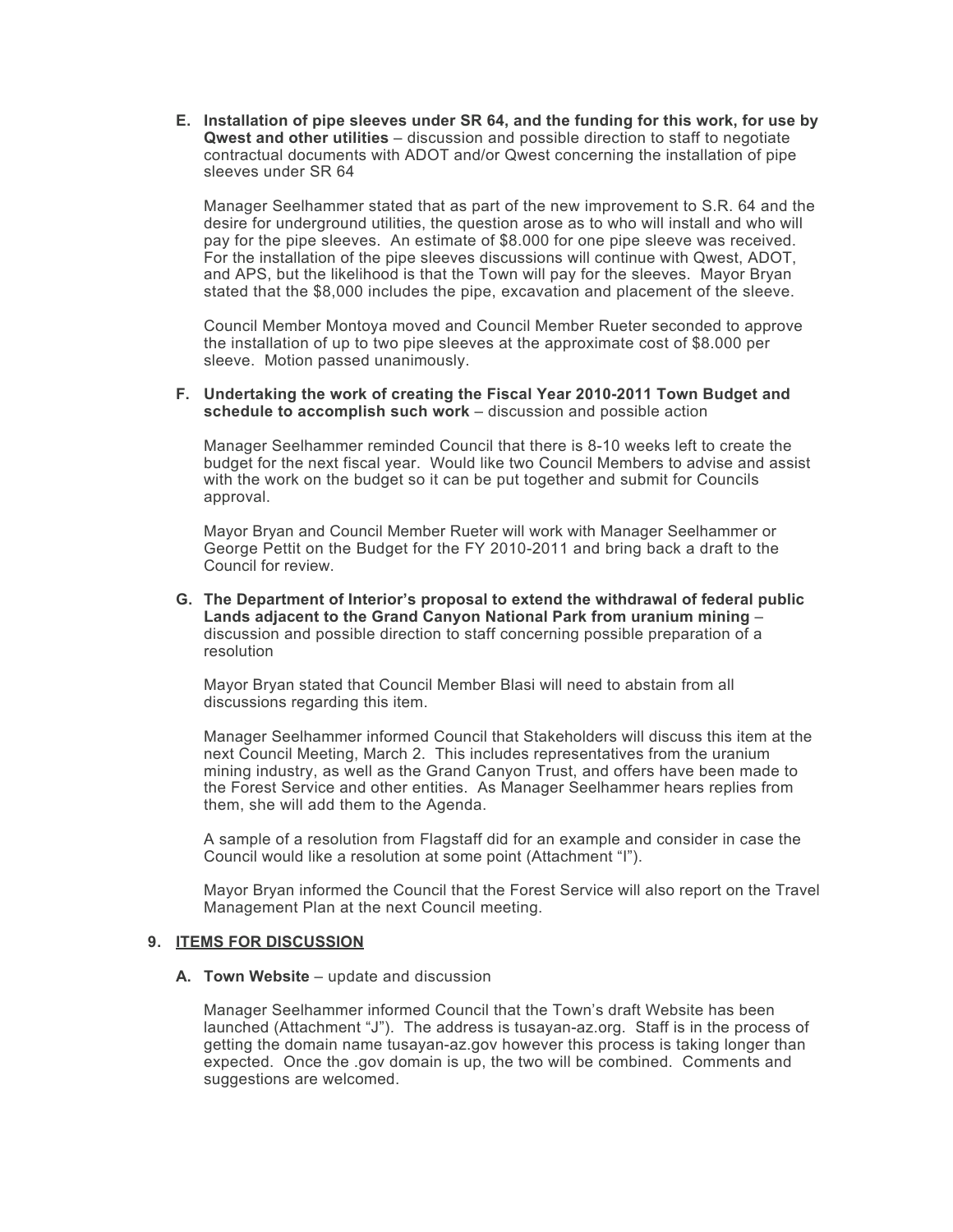**E. Installation of pipe sleeves under SR 64, and the funding for this work, for use by Qwest and other utilities** – discussion and possible direction to staff to negotiate contractual documents with ADOT and/or Qwest concerning the installation of pipe sleeves under SR 64

Manager Seelhammer stated that as part of the new improvement to S.R. 64 and the desire for underground utilities, the question arose as to who will install and who will pay for the pipe sleeves. An estimate of $8.000 for one pipe sleeve was received. For the installation of the pipe sleeves discussions will continue with Qwest, ADOT, and APS, but the likelihood is that the Town will pay for the sleeves. Mayor Bryan stated that the $8,000 includes the pipe, excavation and placement of the sleeve.

Council Member Montoya moved and Council Member Rueter seconded to approve the installation of up to two pipe sleeves at the approximate cost of $8.000 per sleeve. Motion passed unanimously.

**F. Undertaking the work of creating the Fiscal Year 2010-2011 Town Budget and schedule to accomplish such work** – discussion and possible action

Manager Seelhammer reminded Council that there is 8-10 weeks left to create the budget for the next fiscal year. Would like two Council Members to advise and assist with the work on the budget so it can be put together and submit for Councils approval.

Mayor Bryan and Council Member Rueter will work with Manager Seelhammer or George Pettit on the Budget for the FY 2010-2011 and bring back a draft to the Council for review.

**G. The Department of Interior's proposal to extend the withdrawal of federal public Lands adjacent to the Grand Canyon National Park from uranium mining** – discussion and possible direction to staff concerning possible preparation of a resolution

Mayor Bryan stated that Council Member Blasi will need to abstain from all discussions regarding this item.

Manager Seelhammer informed Council that Stakeholders will discuss this item at the next Council Meeting, March 2. This includes representatives from the uranium mining industry, as well as the Grand Canyon Trust, and offers have been made to the Forest Service and other entities. As Manager Seelhammer hears replies from them, she will add them to the Agenda.

A sample of a resolution from Flagstaff did for an example and consider in case the Council would like a resolution at some point (Attachment "I").

Mayor Bryan informed the Council that the Forest Service will also report on the Travel Management Plan at the next Council meeting.

## 9. ITEMS FOR DISCUSSION

**A. Town Website** – update and discussion

Manager Seelhammer informed Council that the Town's draft Website has been launched (Attachment "J"). The address is tusayan-az.org. Staff is in the process of getting the domain name tusayan-az.gov however this process is taking longer than expected. Once the .gov domain is up, the two will be combined. Comments and suggestions are welcomed.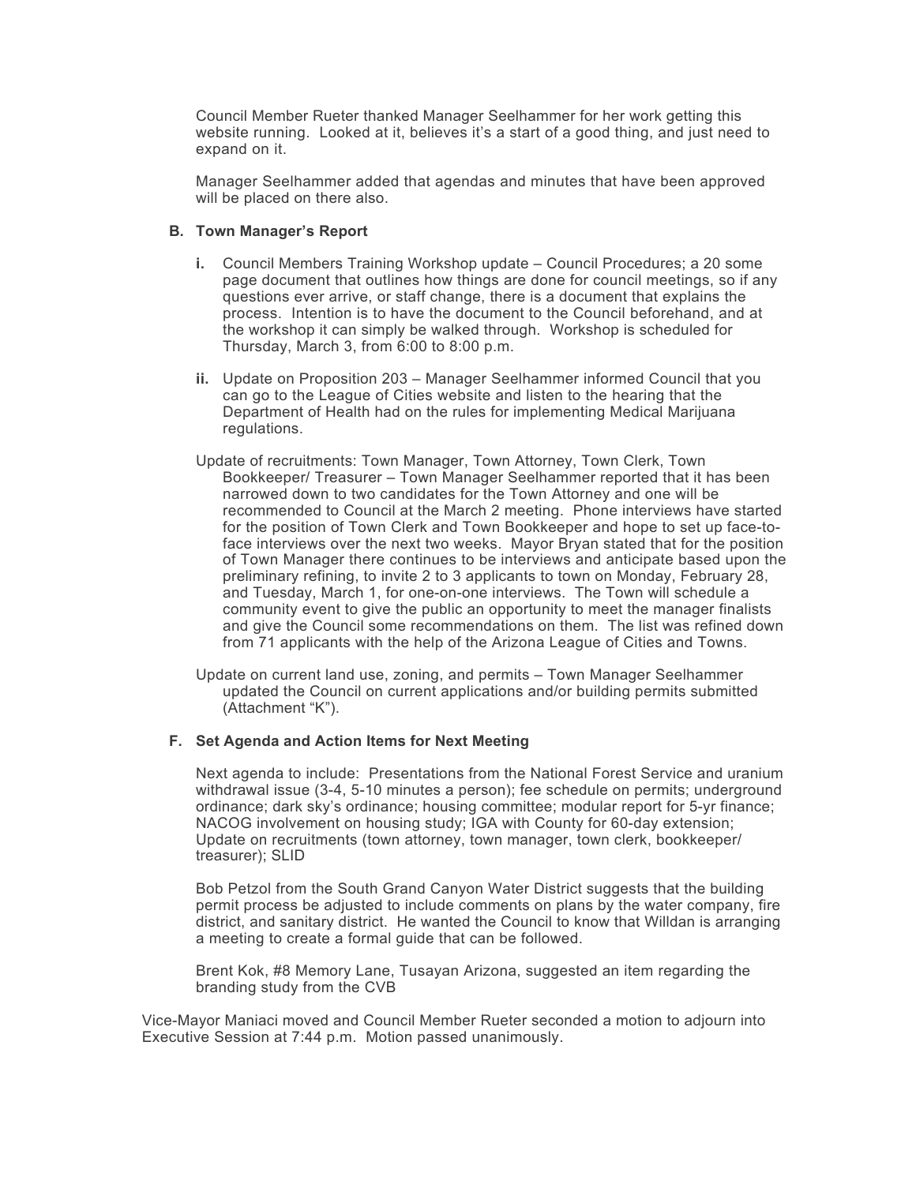Council Member Rueter thanked Manager Seelhammer for her work getting this website running. Looked at it, believes it's a start of a good thing, and just need to expand on it.

Manager Seelhammer added that agendas and minutes that have been approved will be placed on there also.

**B. Town Manager's Report**

- **i.** Council Members Training Workshop update – Council Procedures; a 20 some page document that outlines how things are done for council meetings, so if any questions ever arrive, or staff change, there is a document that explains the process. Intention is to have the document to the Council beforehand, and at the workshop it can simply be walked through. Workshop is scheduled for Thursday, March 3, from 6:00 to 8:00 p.m.

- **ii.** Update on Proposition 203 – Manager Seelhammer informed Council that you can go to the League of Cities website and listen to the hearing that the Department of Health had on the rules for implementing Medical Marijuana regulations.

Update of recruitments: Town Manager, Town Attorney, Town Clerk, Town Bookkeeper/ Treasurer – Town Manager Seelhammer reported that it has been narrowed down to two candidates for the Town Attorney and one will be recommended to Council at the March 2 meeting. Phone interviews have started for the position of Town Clerk and Town Bookkeeper and hope to set up face-to-face interviews over the next two weeks. Mayor Bryan stated that for the position of Town Manager there continues to be interviews and anticipate based upon the preliminary refining, to invite 2 to 3 applicants to town on Monday, February 28, and Tuesday, March 1, for one-on-one interviews. The Town will schedule a community event to give the public an opportunity to meet the manager finalists and give the Council some recommendations on them. The list was refined down from 71 applicants with the help of the Arizona League of Cities and Towns.

Update on current land use, zoning, and permits – Town Manager Seelhammer updated the Council on current applications and/or building permits submitted (Attachment "K").

**F. Set Agenda and Action Items for Next Meeting**

Next agenda to include: Presentations from the National Forest Service and uranium withdrawal issue (3-4, 5-10 minutes a person); fee schedule on permits; underground ordinance; dark sky's ordinance; housing committee; modular report for 5-yr finance; NACOG involvement on housing study; IGA with County for 60-day extension; Update on recruitments (town attorney, town manager, town clerk, bookkeeper/ treasurer); SLID

Bob Petzol from the South Grand Canyon Water District suggests that the building permit process be adjusted to include comments on plans by the water company, fire district, and sanitary district. He wanted the Council to know that Willdan is arranging a meeting to create a formal guide that can be followed.

Brent Kok, #8 Memory Lane, Tusayan Arizona, suggested an item regarding the branding study from the CVB

Vice-Mayor Maniaci moved and Council Member Rueter seconded a motion to adjourn into Executive Session at 7:44 p.m. Motion passed unanimously.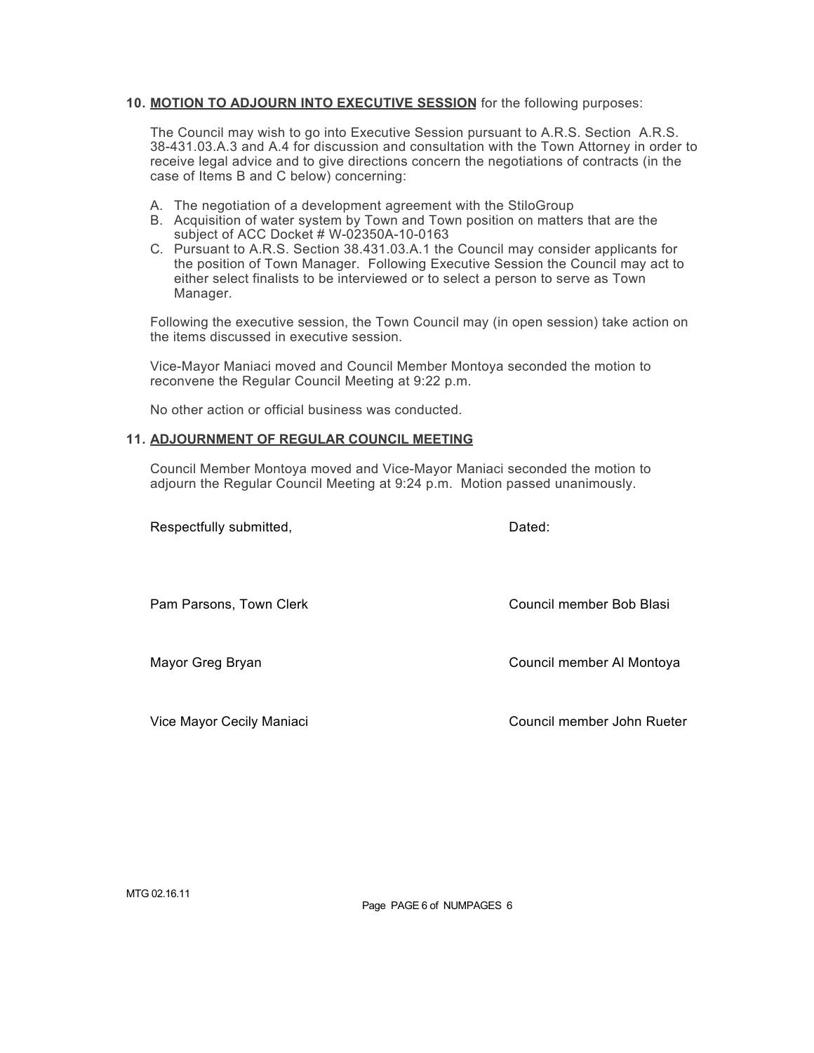**10. MOTION TO ADJOURN INTO EXECUTIVE SESSION** for the following purposes:

The Council may wish to go into Executive Session pursuant to A.R.S. Section A.R.S. 38-431.03.A.3 and A.4 for discussion and consultation with the Town Attorney in order to receive legal advice and to give directions concern the negotiations of contracts (in the case of Items B and C below) concerning:

A. The negotiation of a development agreement with the StiloGroup
B. Acquisition of water system by Town and Town position on matters that are the subject of ACC Docket # W-02350A-10-0163
C. Pursuant to A.R.S. Section 38.431.03.A.1 the Council may consider applicants for the position of Town Manager. Following Executive Session the Council may act to either select finalists to be interviewed or to select a person to serve as Town Manager.

Following the executive session, the Town Council may (in open session) take action on the items discussed in executive session.

Vice-Mayor Maniaci moved and Council Member Montoya seconded the motion to reconvene the Regular Council Meeting at 9:22 p.m.

No other action or official business was conducted.

**11. ADJOURNMENT OF REGULAR COUNCIL MEETING**

Council Member Montoya moved and Vice-Mayor Maniaci seconded the motion to adjourn the Regular Council Meeting at 9:24 p.m. Motion passed unanimously.

Respectfully submitted,

Dated:

Pam Parsons, Town Clerk

Council member Bob Blasi

Mayor Greg Bryan

Council member Al Montoya

Vice Mayor Cecily Maniaci

Council member John Rueter

MTG 02.16.11